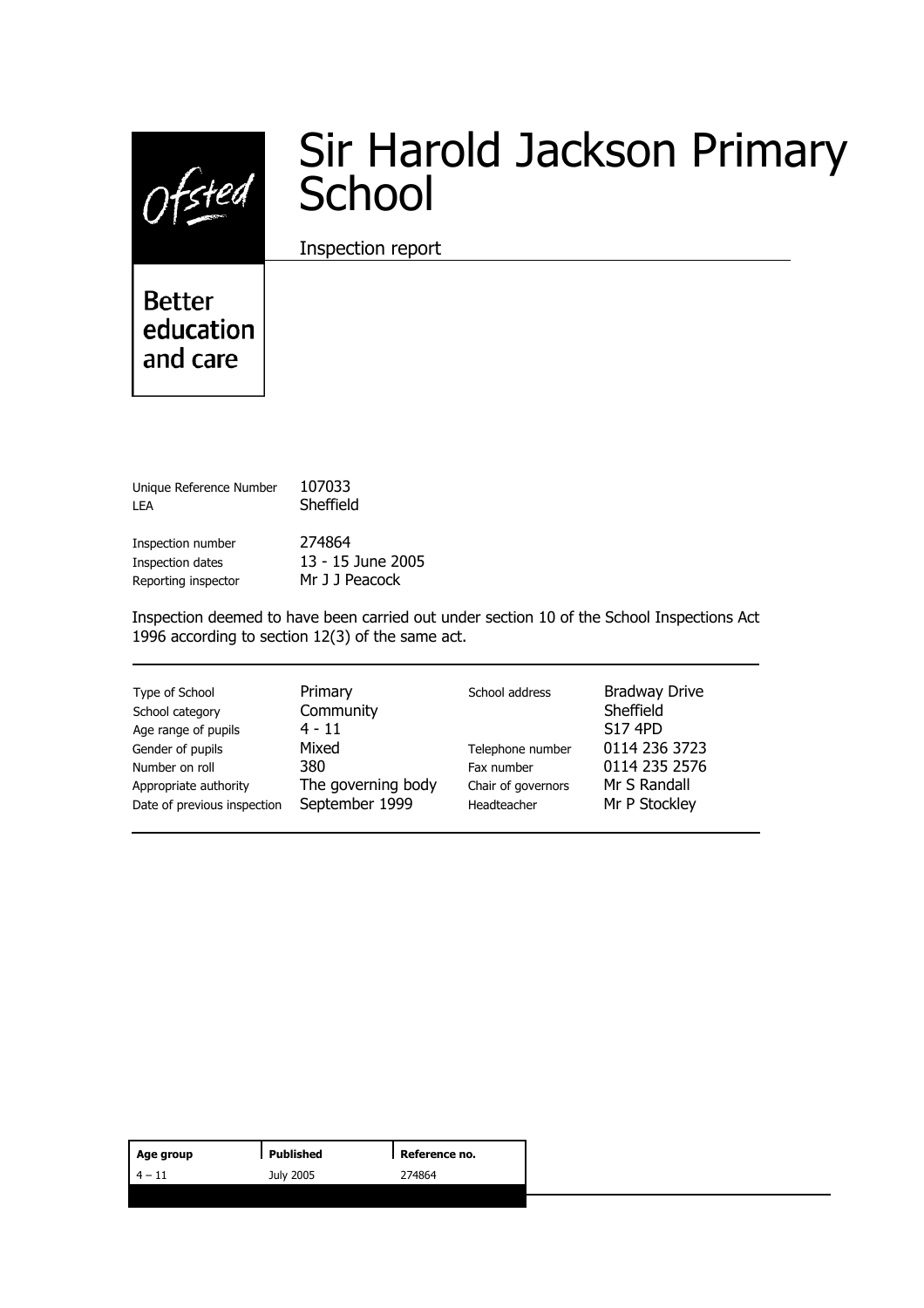Ofsted

Better education and care

# Sir Harold Jackson Primary School

Inspection report

| | |
|---|---|
| Unique Reference Number | 107033 |
| LEA | Sheffield |
| Inspection number | 274864 |
| Inspection dates | 13 - 15 June 2005 |
| Reporting inspector | Mr J J Peacock |

Inspection deemed to have been carried out under section 10 of the School Inspections Act 1996 according to section 12(3) of the same act.

| | | | |
|---|---|---|---|
| Type of School | Primary | School address | Bradway Drive |
| School category | Community | | Sheffield |
| Age range of pupils | 4 - 11 | | S17 4PD |
| Gender of pupils | Mixed | Telephone number | 0114 236 3723 |
| Number on roll | 380 | Fax number | 0114 235 2576 |
| Appropriate authority | The governing body | Chair of governors | Mr S Randall |
| Date of previous inspection | September 1999 | Headteacher | Mr P Stockley |

| Age group | Published | Reference no. |
|---|---|---|
| 4 – 11 | July 2005 | 274864 |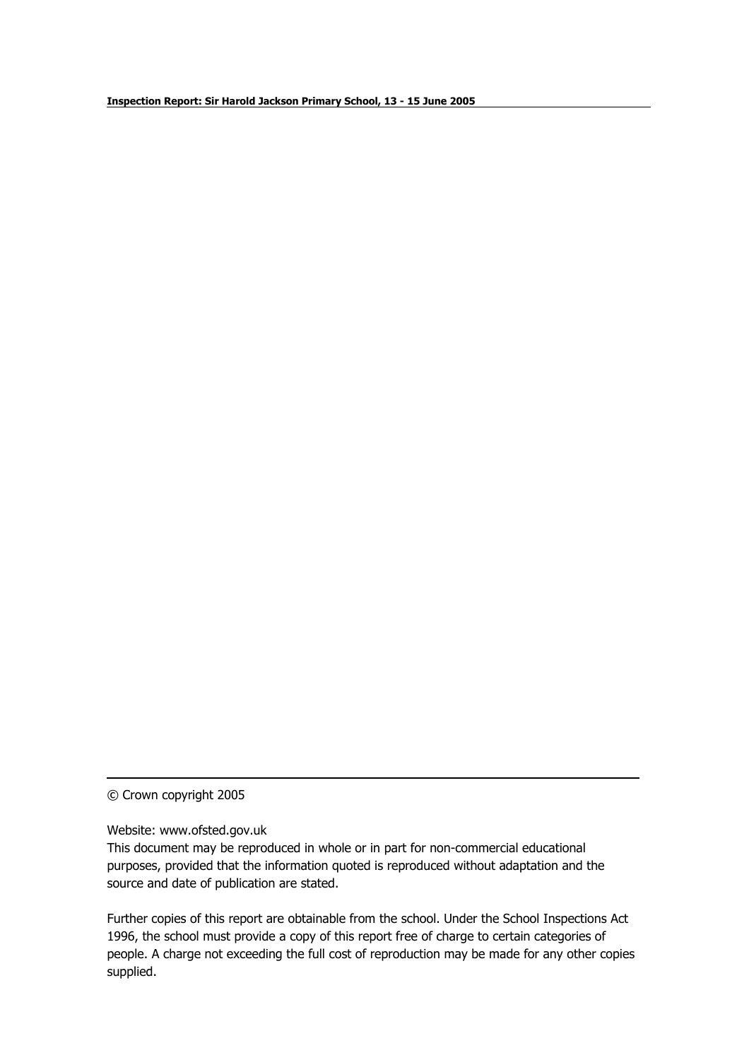© Crown copyright 2005

Website: www.ofsted.gov.uk

This document may be reproduced in whole or in part for non-commercial educational purposes, provided that the information quoted is reproduced without adaptation and the source and date of publication are stated.

Further copies of this report are obtainable from the school. Under the School Inspections Act 1996, the school must provide a copy of this report free of charge to certain categories of people. A charge not exceeding the full cost of reproduction may be made for any other copies supplied.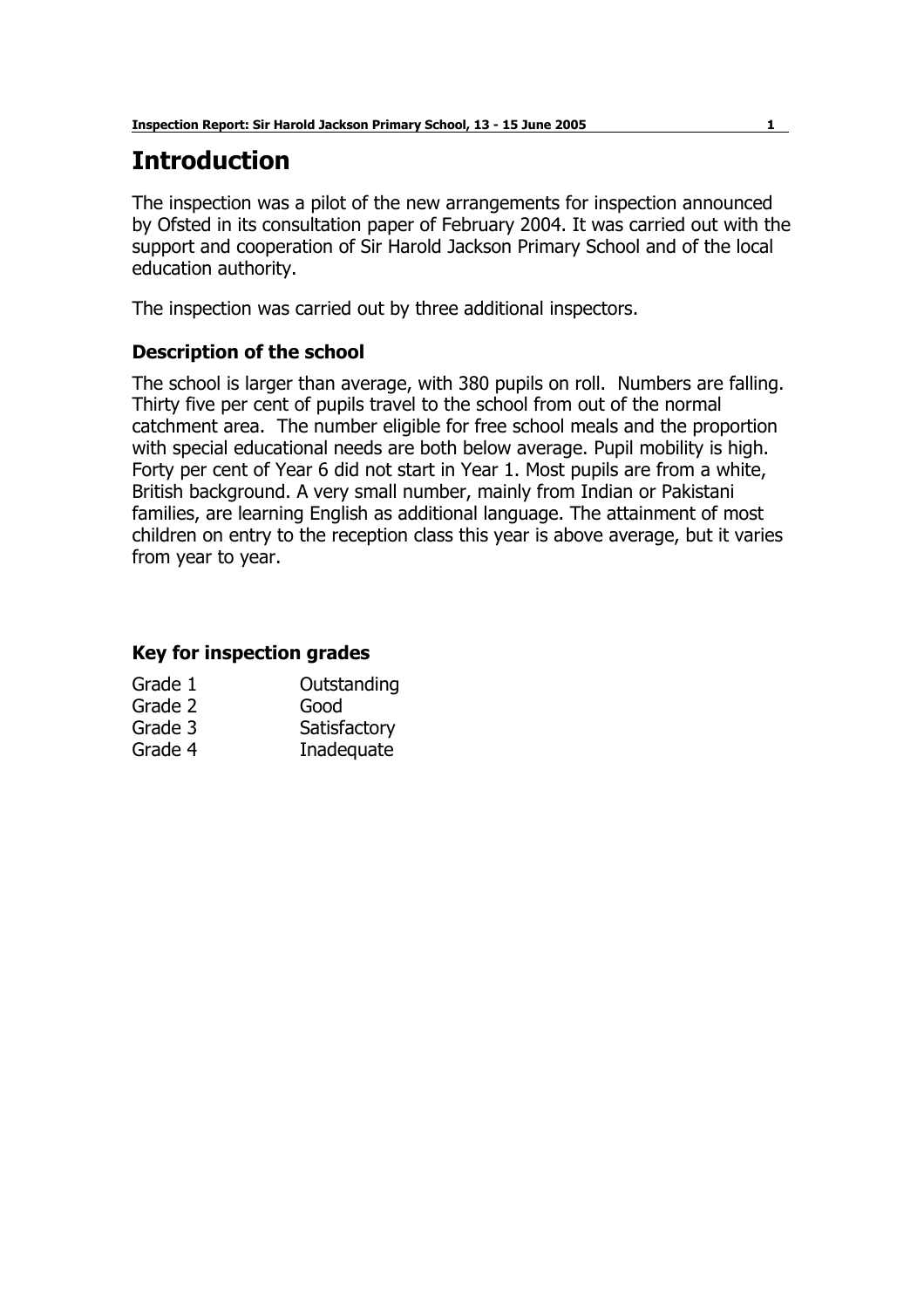# Introduction

The inspection was a pilot of the new arrangements for inspection announced by Ofsted in its consultation paper of February 2004. It was carried out with the support and cooperation of Sir Harold Jackson Primary School and of the local education authority.

The inspection was carried out by three additional inspectors.

### Description of the school

The school is larger than average, with 380 pupils on roll. Numbers are falling. Thirty five per cent of pupils travel to the school from out of the normal catchment area. The number eligible for free school meals and the proportion with special educational needs are both below average. Pupil mobility is high. Forty per cent of Year 6 did not start in Year 1. Most pupils are from a white, British background. A very small number, mainly from Indian or Pakistani families, are learning English as additional language. The attainment of most children on entry to the reception class this year is above average, but it varies from year to year.

### Key for inspection grades

| | |
|---|---|
| Grade 1 | Outstanding |
| Grade 2 | Good |
| Grade 3 | Satisfactory |
| Grade 4 | Inadequate |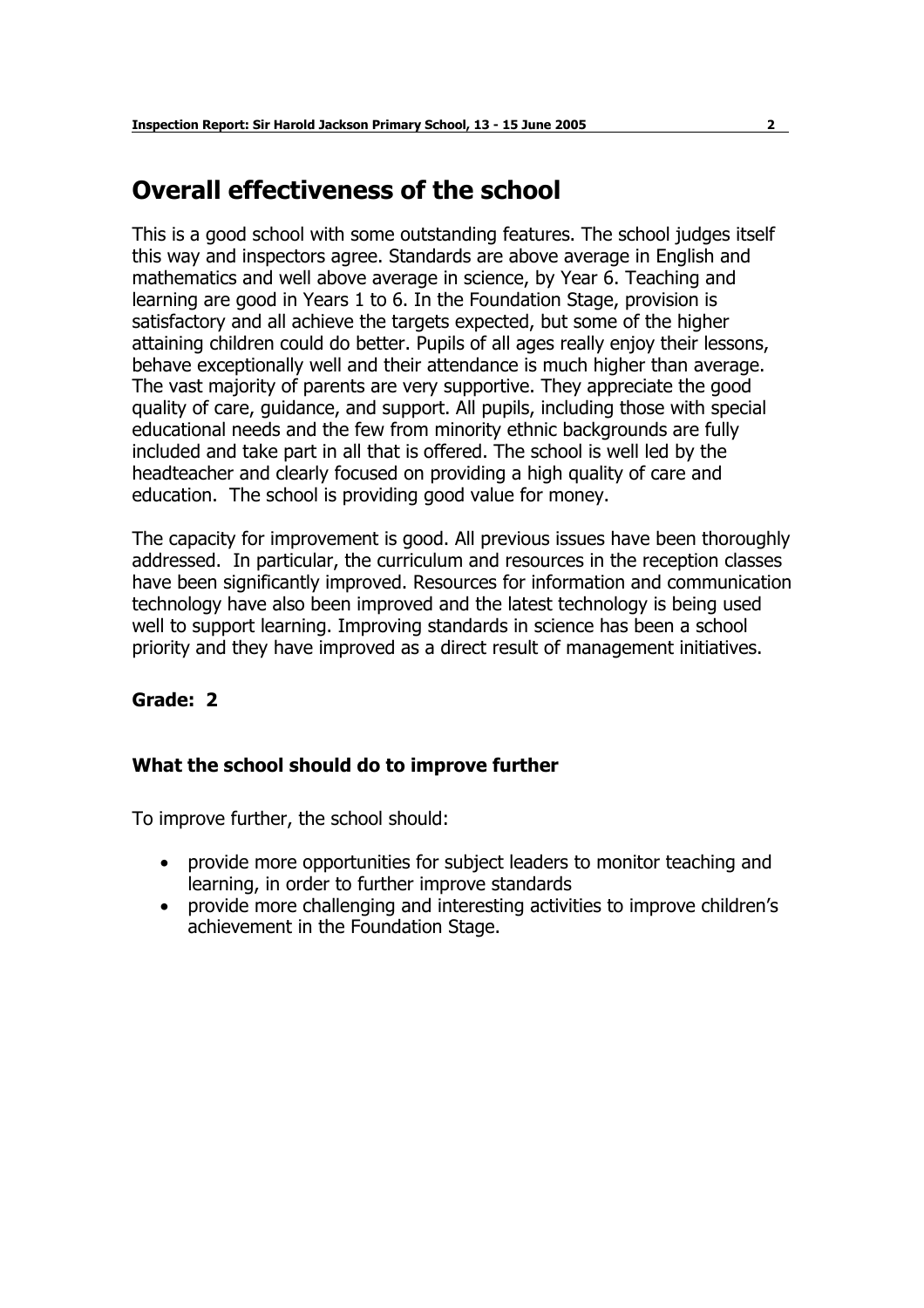# Overall effectiveness of the school

This is a good school with some outstanding features. The school judges itself this way and inspectors agree. Standards are above average in English and mathematics and well above average in science, by Year 6. Teaching and learning are good in Years 1 to 6. In the Foundation Stage, provision is satisfactory and all achieve the targets expected, but some of the higher attaining children could do better. Pupils of all ages really enjoy their lessons, behave exceptionally well and their attendance is much higher than average. The vast majority of parents are very supportive. They appreciate the good quality of care, guidance, and support. All pupils, including those with special educational needs and the few from minority ethnic backgrounds are fully included and take part in all that is offered. The school is well led by the headteacher and clearly focused on providing a high quality of care and education. The school is providing good value for money.

The capacity for improvement is good. All previous issues have been thoroughly addressed. In particular, the curriculum and resources in the reception classes have been significantly improved. Resources for information and communication technology have also been improved and the latest technology is being used well to support learning. Improving standards in science has been a school priority and they have improved as a direct result of management initiatives.

**Grade: 2**

### What the school should do to improve further

To improve further, the school should:

- provide more opportunities for subject leaders to monitor teaching and learning, in order to further improve standards
- provide more challenging and interesting activities to improve children's achievement in the Foundation Stage.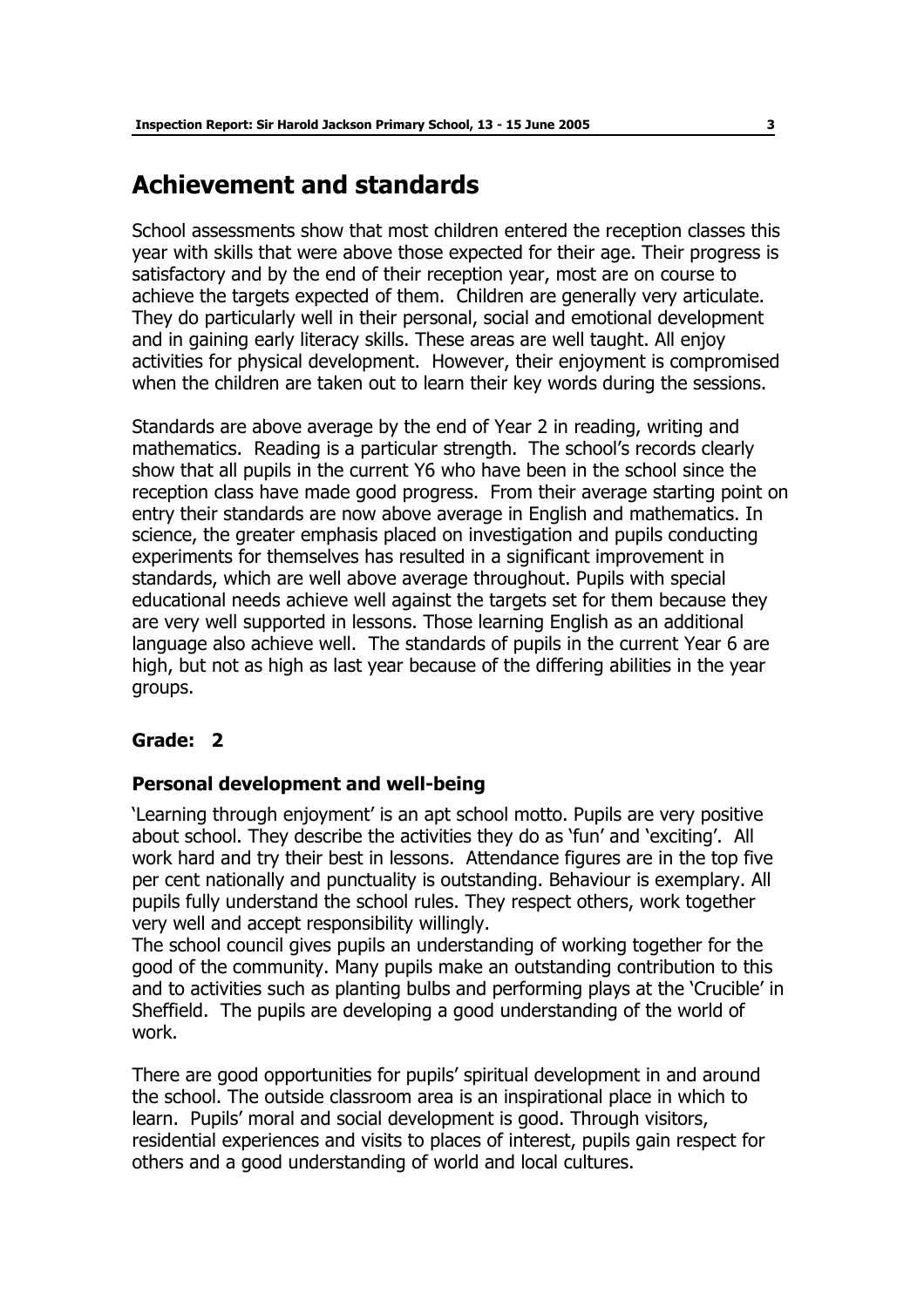# Achievement and standards

School assessments show that most children entered the reception classes this year with skills that were above those expected for their age. Their progress is satisfactory and by the end of their reception year, most are on course to achieve the targets expected of them. Children are generally very articulate. They do particularly well in their personal, social and emotional development and in gaining early literacy skills. These areas are well taught. All enjoy activities for physical development. However, their enjoyment is compromised when the children are taken out to learn their key words during the sessions.

Standards are above average by the end of Year 2 in reading, writing and mathematics. Reading is a particular strength. The school's records clearly show that all pupils in the current Y6 who have been in the school since the reception class have made good progress. From their average starting point on entry their standards are now above average in English and mathematics. In science, the greater emphasis placed on investigation and pupils conducting experiments for themselves has resulted in a significant improvement in standards, which are well above average throughout. Pupils with special educational needs achieve well against the targets set for them because they are very well supported in lessons. Those learning English as an additional language also achieve well. The standards of pupils in the current Year 6 are high, but not as high as last year because of the differing abilities in the year groups.

**Grade: 2**

### Personal development and well-being

'Learning through enjoyment' is an apt school motto. Pupils are very positive about school. They describe the activities they do as 'fun' and 'exciting'. All work hard and try their best in lessons. Attendance figures are in the top five per cent nationally and punctuality is outstanding. Behaviour is exemplary. All pupils fully understand the school rules. They respect others, work together very well and accept responsibility willingly.

The school council gives pupils an understanding of working together for the good of the community. Many pupils make an outstanding contribution to this and to activities such as planting bulbs and performing plays at the 'Crucible' in Sheffield. The pupils are developing a good understanding of the world of work.

There are good opportunities for pupils' spiritual development in and around the school. The outside classroom area is an inspirational place in which to learn. Pupils' moral and social development is good. Through visitors, residential experiences and visits to places of interest, pupils gain respect for others and a good understanding of world and local cultures.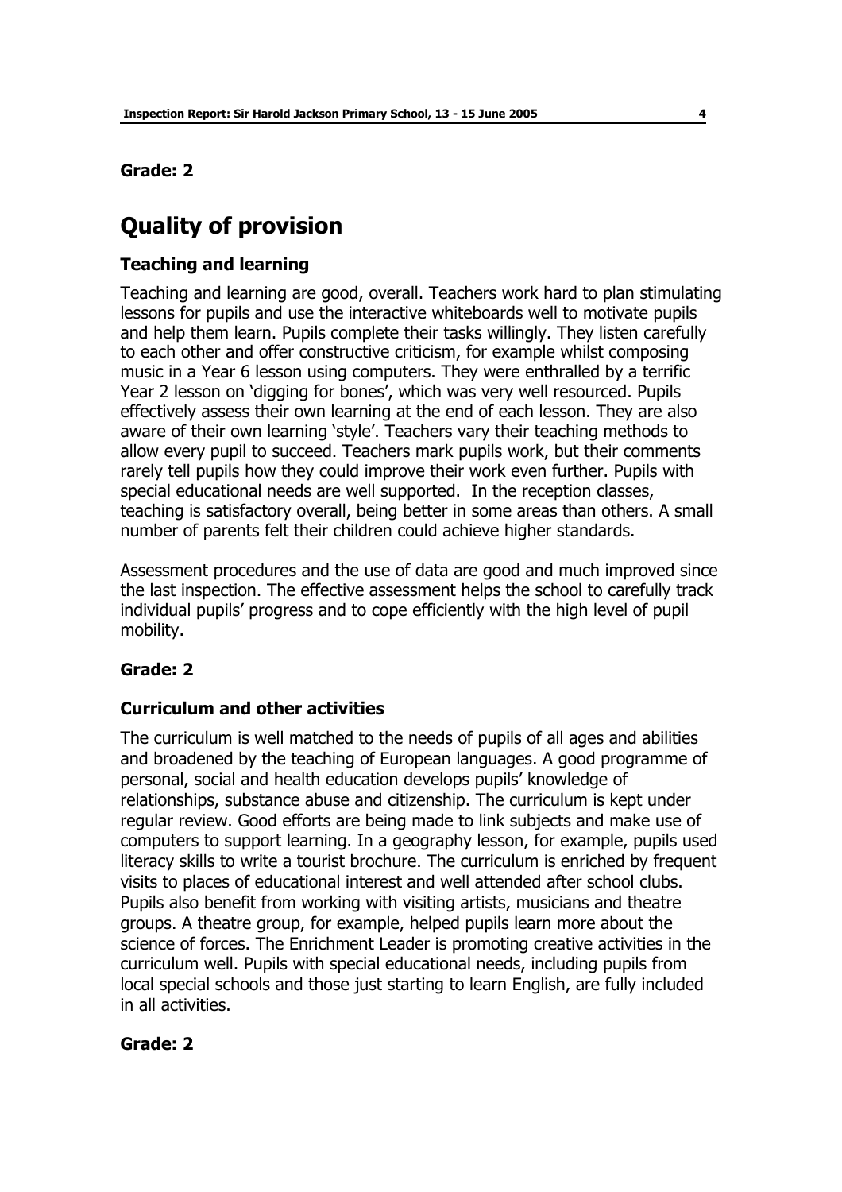**Grade: 2**

# Quality of provision

### Teaching and learning

Teaching and learning are good, overall. Teachers work hard to plan stimulating lessons for pupils and use the interactive whiteboards well to motivate pupils and help them learn. Pupils complete their tasks willingly. They listen carefully to each other and offer constructive criticism, for example whilst composing music in a Year 6 lesson using computers. They were enthralled by a terrific Year 2 lesson on 'digging for bones', which was very well resourced. Pupils effectively assess their own learning at the end of each lesson. They are also aware of their own learning 'style'. Teachers vary their teaching methods to allow every pupil to succeed. Teachers mark pupils work, but their comments rarely tell pupils how they could improve their work even further. Pupils with special educational needs are well supported. In the reception classes, teaching is satisfactory overall, being better in some areas than others. A small number of parents felt their children could achieve higher standards.

Assessment procedures and the use of data are good and much improved since the last inspection. The effective assessment helps the school to carefully track individual pupils' progress and to cope efficiently with the high level of pupil mobility.

**Grade: 2**

### Curriculum and other activities

The curriculum is well matched to the needs of pupils of all ages and abilities and broadened by the teaching of European languages. A good programme of personal, social and health education develops pupils' knowledge of relationships, substance abuse and citizenship. The curriculum is kept under regular review. Good efforts are being made to link subjects and make use of computers to support learning. In a geography lesson, for example, pupils used literacy skills to write a tourist brochure. The curriculum is enriched by frequent visits to places of educational interest and well attended after school clubs. Pupils also benefit from working with visiting artists, musicians and theatre groups. A theatre group, for example, helped pupils learn more about the science of forces. The Enrichment Leader is promoting creative activities in the curriculum well. Pupils with special educational needs, including pupils from local special schools and those just starting to learn English, are fully included in all activities.

**Grade: 2**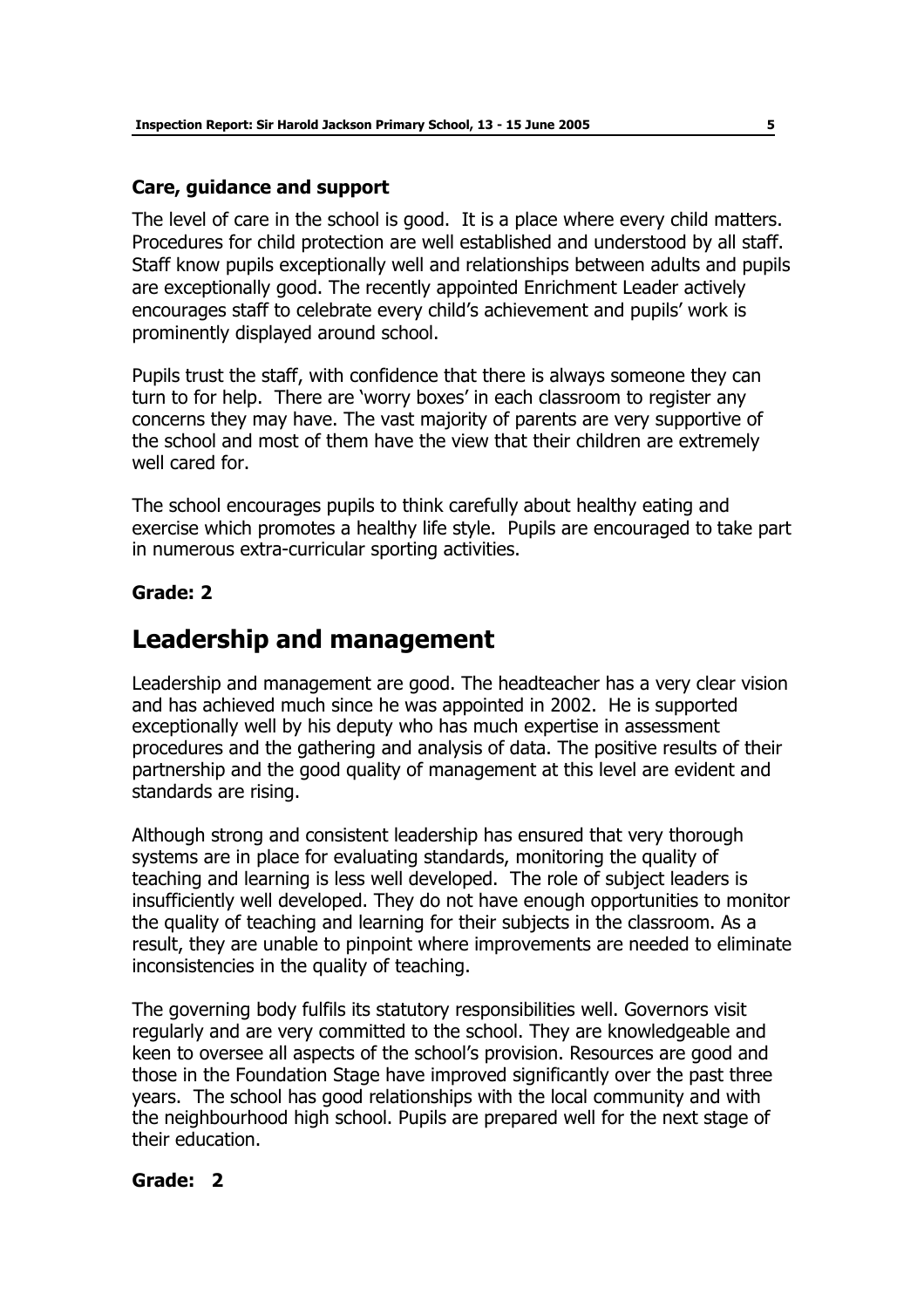### Care, guidance and support

The level of care in the school is good. It is a place where every child matters. Procedures for child protection are well established and understood by all staff. Staff know pupils exceptionally well and relationships between adults and pupils are exceptionally good. The recently appointed Enrichment Leader actively encourages staff to celebrate every child's achievement and pupils' work is prominently displayed around school.

Pupils trust the staff, with confidence that there is always someone they can turn to for help. There are 'worry boxes' in each classroom to register any concerns they may have. The vast majority of parents are very supportive of the school and most of them have the view that their children are extremely well cared for.

The school encourages pupils to think carefully about healthy eating and exercise which promotes a healthy life style. Pupils are encouraged to take part in numerous extra-curricular sporting activities.

**Grade: 2**

## Leadership and management

Leadership and management are good. The headteacher has a very clear vision and has achieved much since he was appointed in 2002. He is supported exceptionally well by his deputy who has much expertise in assessment procedures and the gathering and analysis of data. The positive results of their partnership and the good quality of management at this level are evident and standards are rising.

Although strong and consistent leadership has ensured that very thorough systems are in place for evaluating standards, monitoring the quality of teaching and learning is less well developed. The role of subject leaders is insufficiently well developed. They do not have enough opportunities to monitor the quality of teaching and learning for their subjects in the classroom. As a result, they are unable to pinpoint where improvements are needed to eliminate inconsistencies in the quality of teaching.

The governing body fulfils its statutory responsibilities well. Governors visit regularly and are very committed to the school. They are knowledgeable and keen to oversee all aspects of the school's provision. Resources are good and those in the Foundation Stage have improved significantly over the past three years. The school has good relationships with the local community and with the neighbourhood high school. Pupils are prepared well for the next stage of their education.

**Grade: 2**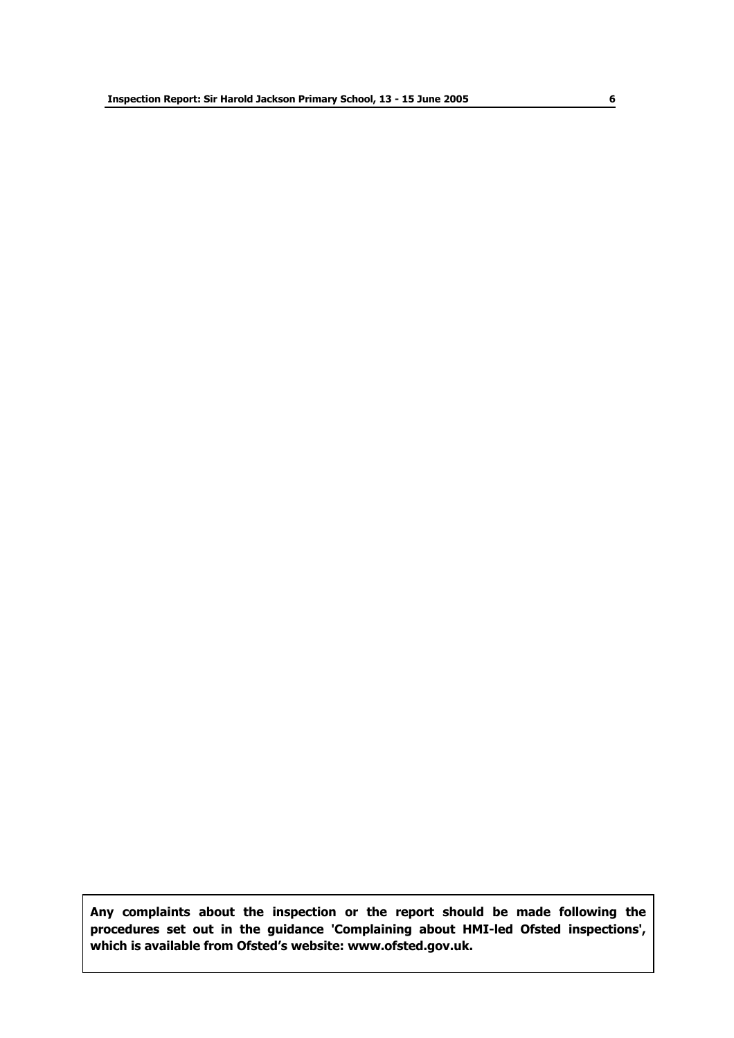**Any complaints about the inspection or the report should be made following the procedures set out in the guidance 'Complaining about HMI-led Ofsted inspections', which is available from Ofsted's website: www.ofsted.gov.uk.**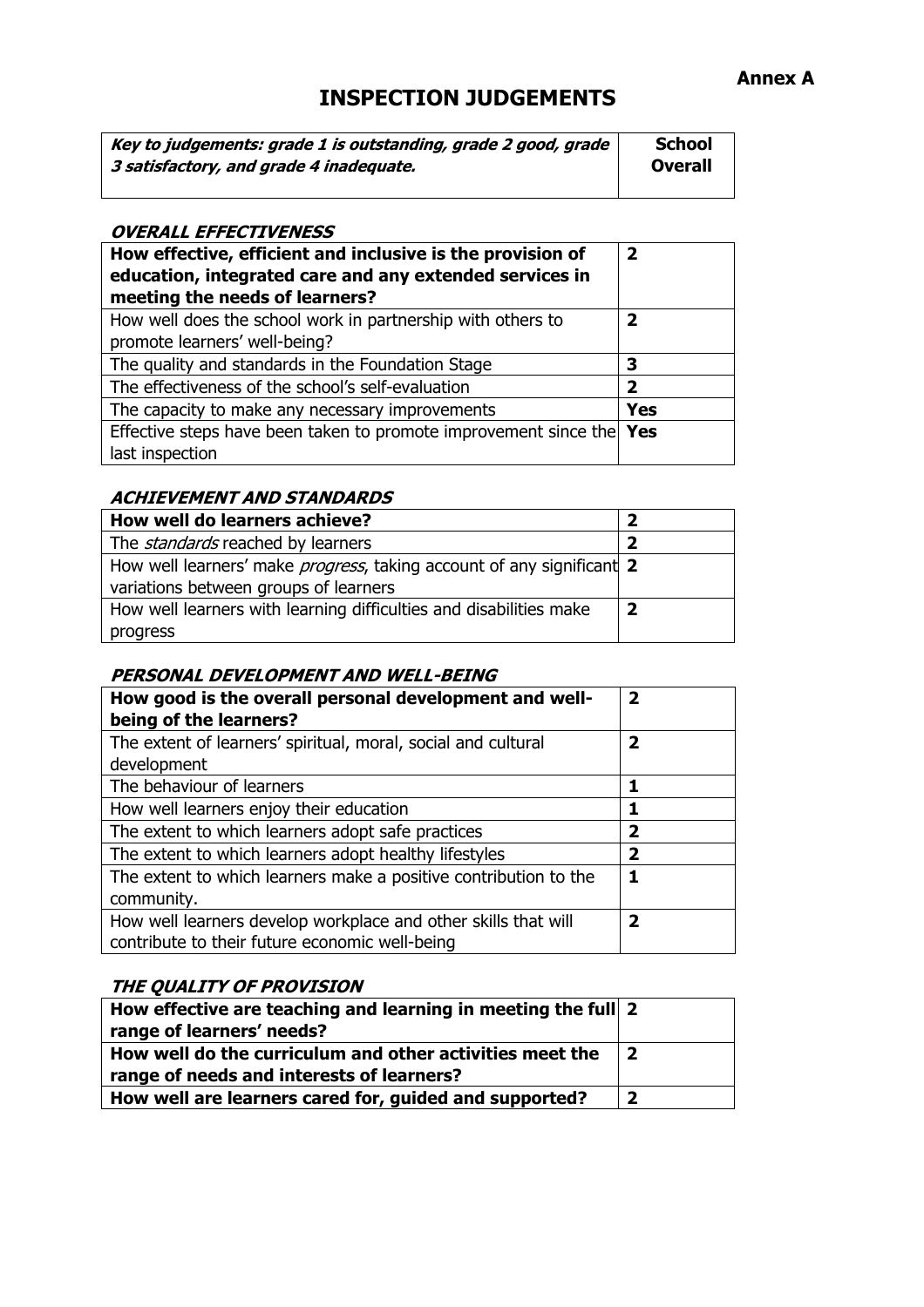**Annex A**

# INSPECTION JUDGEMENTS

| ***Key to judgements: grade 1 is outstanding, grade 2 good, grade 3 satisfactory, and grade 4 inadequate.*** | **School Overall** |
|---|---|

### *OVERALL EFFECTIVENESS*

| | |
|---|---|
| **How effective, efficient and inclusive is the provision of education, integrated care and any extended services in meeting the needs of learners?** | **2** |
| How well does the school work in partnership with others to promote learners' well-being? | **2** |
| The quality and standards in the Foundation Stage | **3** |
| The effectiveness of the school's self-evaluation | **2** |
| The capacity to make any necessary improvements | **Yes** |
| Effective steps have been taken to promote improvement since the last inspection | **Yes** |

### *ACHIEVEMENT AND STANDARDS*

| | |
|---|---|
| **How well do learners achieve?** | **2** |
| The *standards* reached by learners | **2** |
| How well learners' make *progress*, taking account of any significant variations between groups of learners | **2** |
| How well learners with learning difficulties and disabilities make progress | **2** |

### *PERSONAL DEVELOPMENT AND WELL-BEING*

| | |
|---|---|
| **How good is the overall personal development and well-being of the learners?** | **2** |
| The extent of learners' spiritual, moral, social and cultural development | **2** |
| The behaviour of learners | **1** |
| How well learners enjoy their education | **1** |
| The extent to which learners adopt safe practices | **2** |
| The extent to which learners adopt healthy lifestyles | **2** |
| The extent to which learners make a positive contribution to the community. | **1** |
| How well learners develop workplace and other skills that will contribute to their future economic well-being | **2** |

### *THE QUALITY OF PROVISION*

| | |
|---|---|
| **How effective are teaching and learning in meeting the full range of learners' needs?** | **2** |
| **How well do the curriculum and other activities meet the range of needs and interests of learners?** | **2** |
| **How well are learners cared for, guided and supported?** | **2** |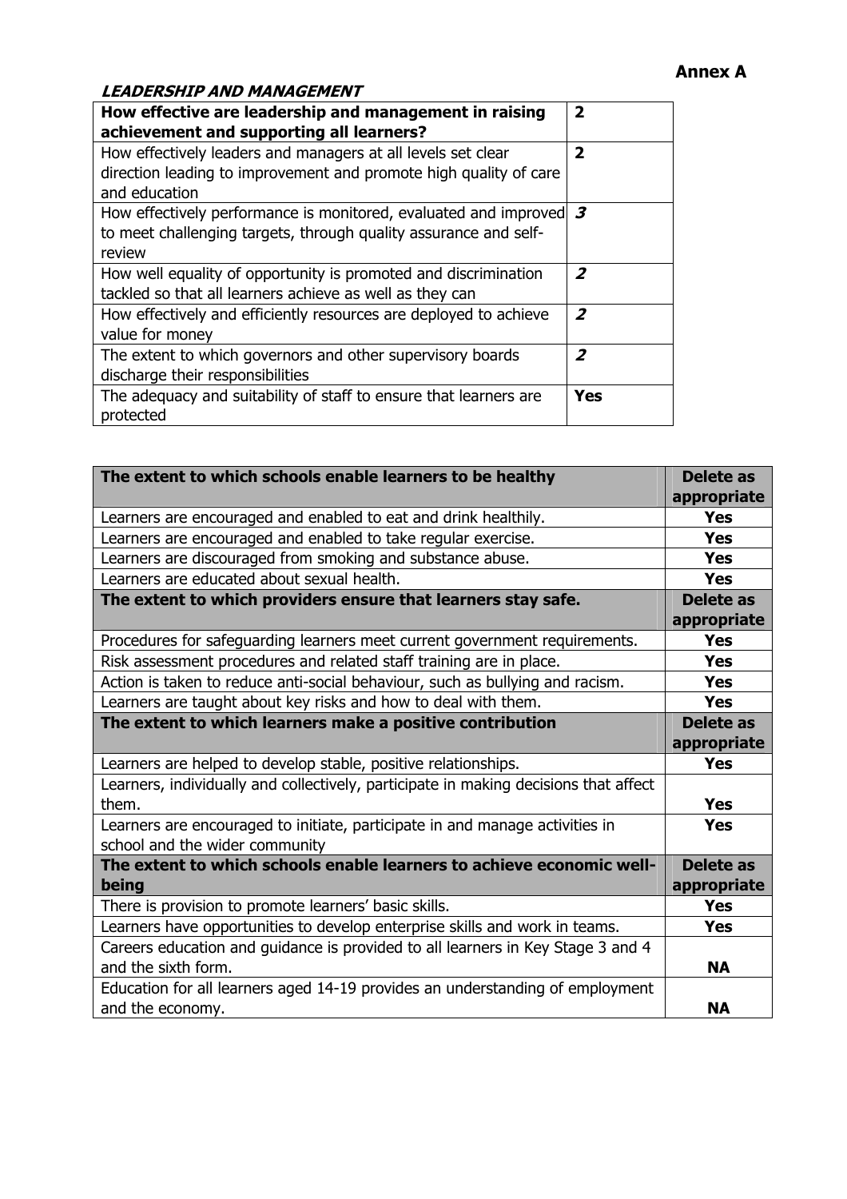**Annex A**

***LEADERSHIP AND MANAGEMENT***

| | |
|---|---|
| **How effective are leadership and management in raising achievement and supporting all learners?** | **2** |
| How effectively leaders and managers at all levels set clear direction leading to improvement and promote high quality of care and education | **2** |
| How effectively performance is monitored, evaluated and improved to meet challenging targets, through quality assurance and self-review | ***3*** |
| How well equality of opportunity is promoted and discrimination tackled so that all learners achieve as well as they can | ***2*** |
| How effectively and efficiently resources are deployed to achieve value for money | ***2*** |
| The extent to which governors and other supervisory boards discharge their responsibilities | ***2*** |
| The adequacy and suitability of staff to ensure that learners are protected | **Yes** |

| **The extent to which schools enable learners to be healthy** | **Delete as appropriate** |
|---|---|
| Learners are encouraged and enabled to eat and drink healthily. | **Yes** |
| Learners are encouraged and enabled to take regular exercise. | **Yes** |
| Learners are discouraged from smoking and substance abuse. | **Yes** |
| Learners are educated about sexual health. | **Yes** |
| **The extent to which providers ensure that learners stay safe.** | **Delete as appropriate** |
| Procedures for safeguarding learners meet current government requirements. | **Yes** |
| Risk assessment procedures and related staff training are in place. | **Yes** |
| Action is taken to reduce anti-social behaviour, such as bullying and racism. | **Yes** |
| Learners are taught about key risks and how to deal with them. | **Yes** |
| **The extent to which learners make a positive contribution** | **Delete as appropriate** |
| Learners are helped to develop stable, positive relationships. | **Yes** |
| Learners, individually and collectively, participate in making decisions that affect them. | **Yes** |
| Learners are encouraged to initiate, participate in and manage activities in school and the wider community | **Yes** |
| **The extent to which schools enable learners to achieve economic well-being** | **Delete as appropriate** |
| There is provision to promote learners' basic skills. | **Yes** |
| Learners have opportunities to develop enterprise skills and work in teams. | **Yes** |
| Careers education and guidance is provided to all learners in Key Stage 3 and 4 and the sixth form. | **NA** |
| Education for all learners aged 14-19 provides an understanding of employment and the economy. | **NA** |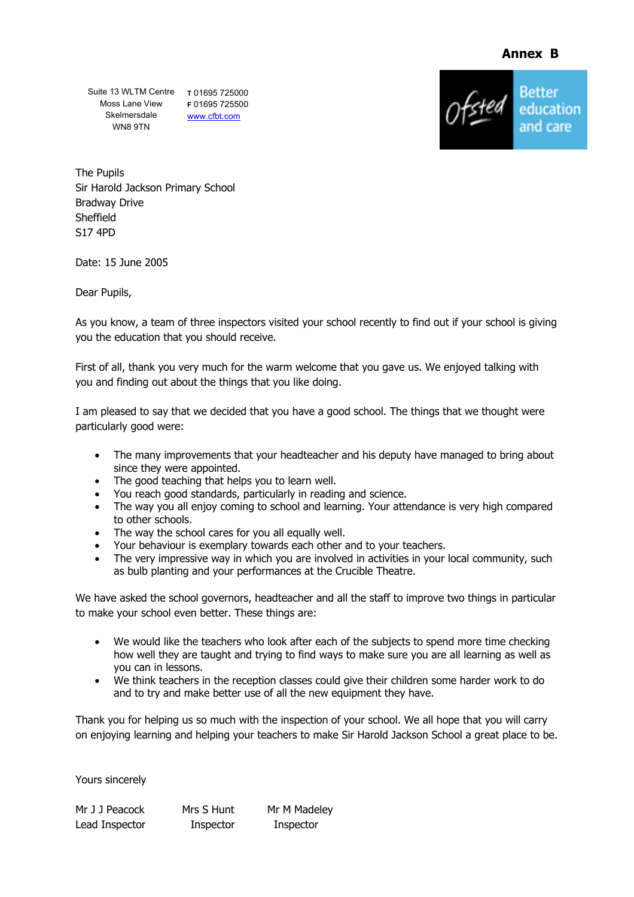**Annex B**

Suite 13 WLTM Centre
Moss Lane View
Skelmersdale
WN8 9TN

T 01695 725000
F 01695 725500
www.cfbt.com

Ofsted Better education and care

The Pupils
Sir Harold Jackson Primary School
Bradway Drive
Sheffield
S17 4PD

Date: 15 June 2005

Dear Pupils,

As you know, a team of three inspectors visited your school recently to find out if your school is giving you the education that you should receive.

First of all, thank you very much for the warm welcome that you gave us. We enjoyed talking with you and finding out about the things that you like doing.

I am pleased to say that we decided that you have a good school. The things that we thought were particularly good were:

- The many improvements that your headteacher and his deputy have managed to bring about since they were appointed.
- The good teaching that helps you to learn well.
- You reach good standards, particularly in reading and science.
- The way you all enjoy coming to school and learning. Your attendance is very high compared to other schools.
- The way the school cares for you all equally well.
- Your behaviour is exemplary towards each other and to your teachers.
- The very impressive way in which you are involved in activities in your local community, such as bulb planting and your performances at the Crucible Theatre.

We have asked the school governors, headteacher and all the staff to improve two things in particular to make your school even better. These things are:

- We would like the teachers who look after each of the subjects to spend more time checking how well they are taught and trying to find ways to make sure you are all learning as well as you can in lessons.
- We think teachers in the reception classes could give their children some harder work to do and to try and make better use of all the new equipment they have.

Thank you for helping us so much with the inspection of your school. We all hope that you will carry on enjoying learning and helping your teachers to make Sir Harold Jackson School a great place to be.

Yours sincerely

Mr J J Peacock
Lead Inspector

Mrs S Hunt
Inspector

Mr M Madeley
Inspector